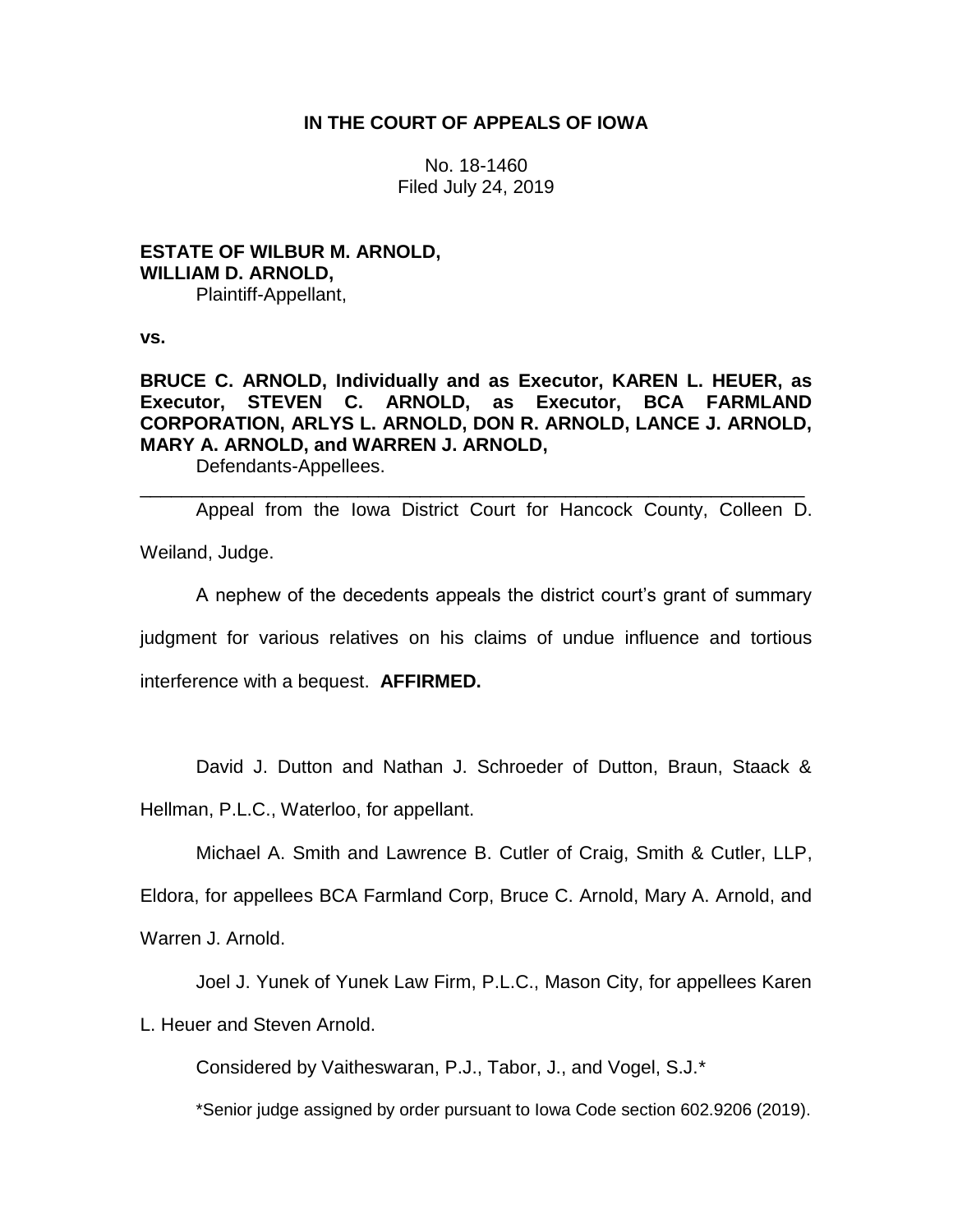**IN THE COURT OF APPEALS OF IOWA**

No. 18-1460
Filed July 24, 2019

**ESTATE OF WILBUR M. ARNOLD, WILLIAM D. ARNOLD,**
Plaintiff-Appellant,

**vs.**

**BRUCE C. ARNOLD, Individually and as Executor, KAREN L. HEUER, as Executor, STEVEN C. ARNOLD, as Executor, BCA FARMLAND CORPORATION, ARLYS L. ARNOLD, DON R. ARNOLD, LANCE J. ARNOLD, MARY A. ARNOLD, and WARREN J. ARNOLD,**
Defendants-Appellees.

---

Appeal from the Iowa District Court for Hancock County, Colleen D. Weiland, Judge.

A nephew of the decedents appeals the district court's grant of summary judgment for various relatives on his claims of undue influence and tortious interference with a bequest. **AFFIRMED.**

David J. Dutton and Nathan J. Schroeder of Dutton, Braun, Staack & Hellman, P.L.C., Waterloo, for appellant.

Michael A. Smith and Lawrence B. Cutler of Craig, Smith & Cutler, LLP, Eldora, for appellees BCA Farmland Corp, Bruce C. Arnold, Mary A. Arnold, and Warren J. Arnold.

Joel J. Yunek of Yunek Law Firm, P.L.C., Mason City, for appellees Karen L. Heuer and Steven Arnold.

Considered by Vaitheswaran, P.J., Tabor, J., and Vogel, S.J.*

*Senior judge assigned by order pursuant to Iowa Code section 602.9206 (2019).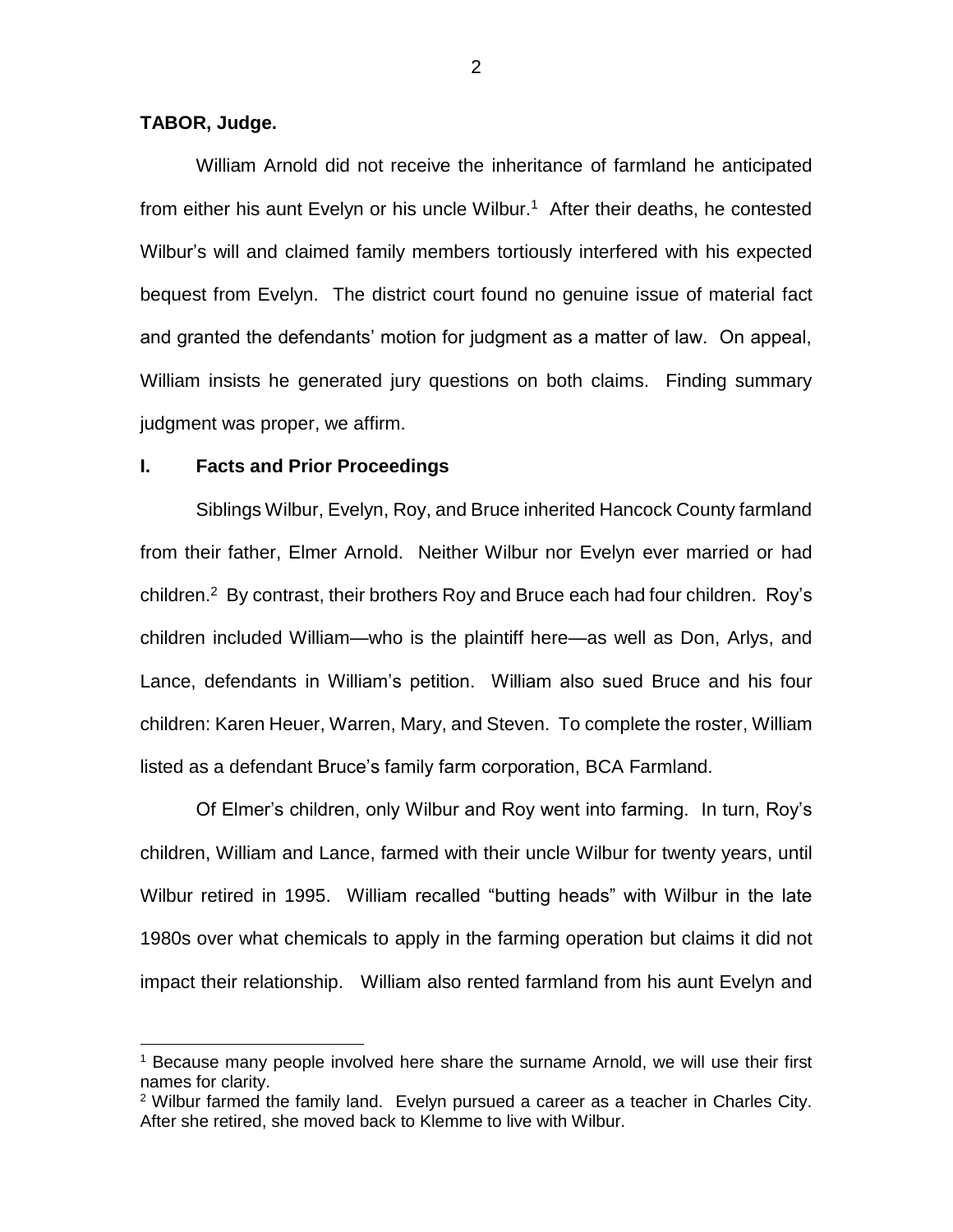**TABOR, Judge.**

William Arnold did not receive the inheritance of farmland he anticipated from either his aunt Evelyn or his uncle Wilbur.[1] After their deaths, he contested Wilbur's will and claimed family members tortiously interfered with his expected bequest from Evelyn. The district court found no genuine issue of material fact and granted the defendants' motion for judgment as a matter of law. On appeal, William insists he generated jury questions on both claims. Finding summary judgment was proper, we affirm.

## I. Facts and Prior Proceedings

Siblings Wilbur, Evelyn, Roy, and Bruce inherited Hancock County farmland from their father, Elmer Arnold. Neither Wilbur nor Evelyn ever married or had children.[2] By contrast, their brothers Roy and Bruce each had four children. Roy's children included William—who is the plaintiff here—as well as Don, Arlys, and Lance, defendants in William's petition. William also sued Bruce and his four children: Karen Heuer, Warren, Mary, and Steven. To complete the roster, William listed as a defendant Bruce's family farm corporation, BCA Farmland.

Of Elmer's children, only Wilbur and Roy went into farming. In turn, Roy's children, William and Lance, farmed with their uncle Wilbur for twenty years, until Wilbur retired in 1995. William recalled "butting heads" with Wilbur in the late 1980s over what chemicals to apply in the farming operation but claims it did not impact their relationship. William also rented farmland from his aunt Evelyn and

---

[1] Because many people involved here share the surname Arnold, we will use their first names for clarity.

[2] Wilbur farmed the family land. Evelyn pursued a career as a teacher in Charles City. After she retired, she moved back to Klemme to live with Wilbur.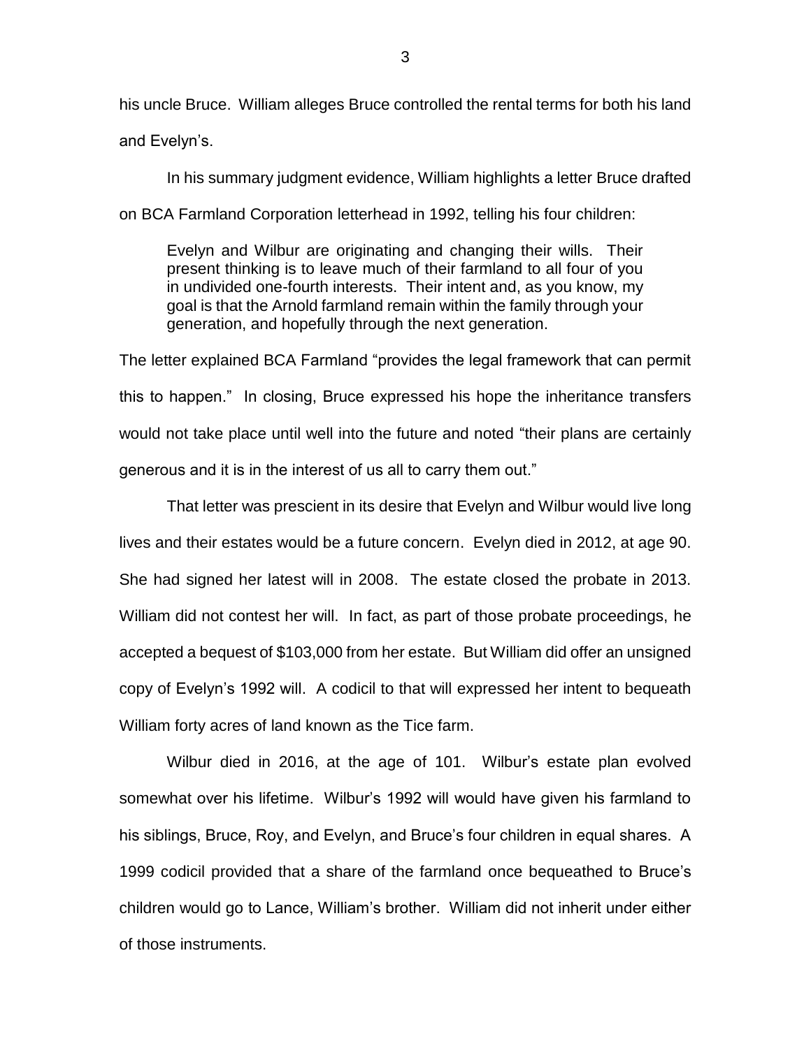his uncle Bruce. William alleges Bruce controlled the rental terms for both his land and Evelyn's.

In his summary judgment evidence, William highlights a letter Bruce drafted on BCA Farmland Corporation letterhead in 1992, telling his four children:

> Evelyn and Wilbur are originating and changing their wills. Their present thinking is to leave much of their farmland to all four of you in undivided one-fourth interests. Their intent and, as you know, my goal is that the Arnold farmland remain within the family through your generation, and hopefully through the next generation.

The letter explained BCA Farmland "provides the legal framework that can permit this to happen." In closing, Bruce expressed his hope the inheritance transfers would not take place until well into the future and noted "their plans are certainly generous and it is in the interest of us all to carry them out."

That letter was prescient in its desire that Evelyn and Wilbur would live long lives and their estates would be a future concern. Evelyn died in 2012, at age 90. She had signed her latest will in 2008. The estate closed the probate in 2013. William did not contest her will. In fact, as part of those probate proceedings, he accepted a bequest of $103,000 from her estate. But William did offer an unsigned copy of Evelyn's 1992 will. A codicil to that will expressed her intent to bequeath William forty acres of land known as the Tice farm.

Wilbur died in 2016, at the age of 101. Wilbur's estate plan evolved somewhat over his lifetime. Wilbur's 1992 will would have given his farmland to his siblings, Bruce, Roy, and Evelyn, and Bruce's four children in equal shares. A 1999 codicil provided that a share of the farmland once bequeathed to Bruce's children would go to Lance, William's brother. William did not inherit under either of those instruments.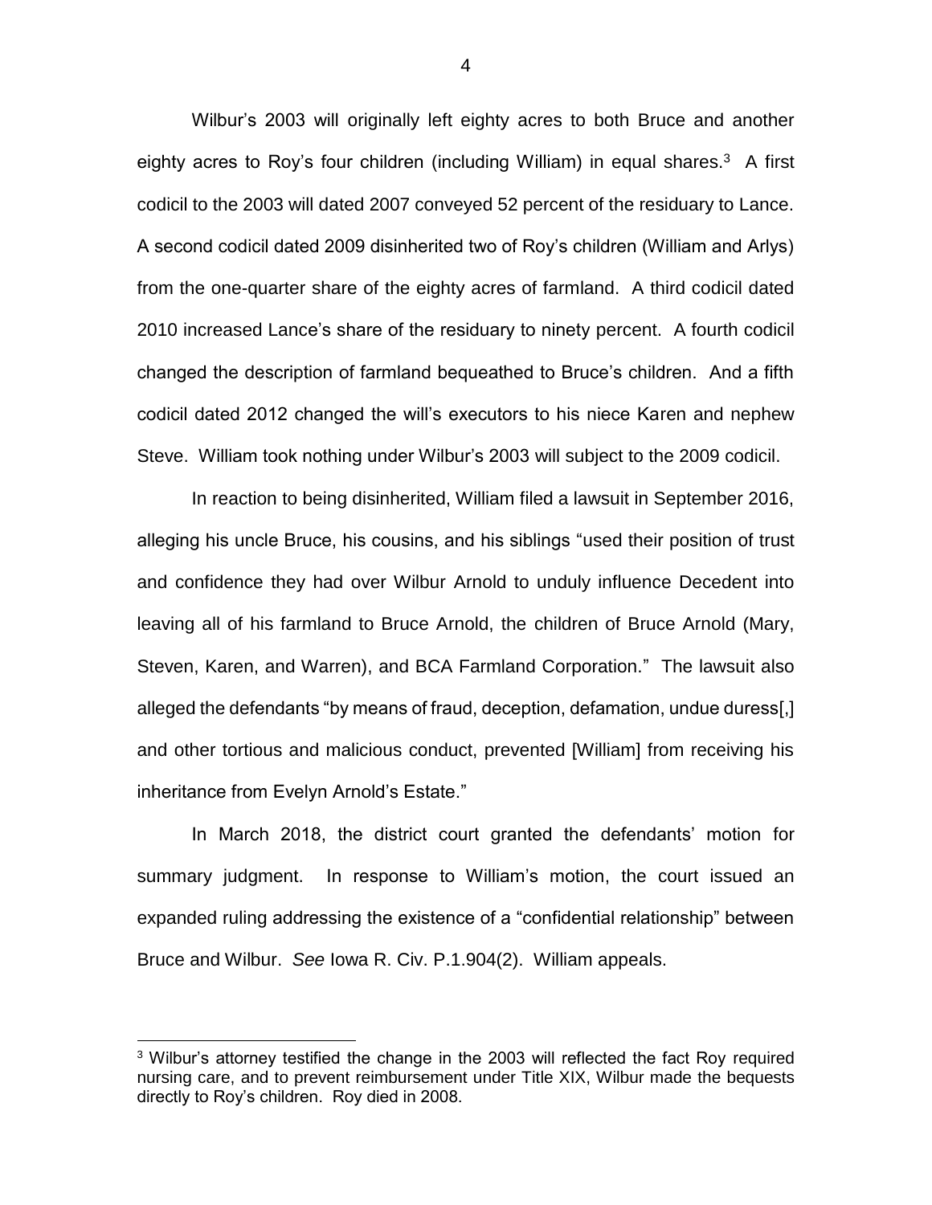Wilbur's 2003 will originally left eighty acres to both Bruce and another eighty acres to Roy's four children (including William) in equal shares.[3] A first codicil to the 2003 will dated 2007 conveyed 52 percent of the residuary to Lance. A second codicil dated 2009 disinherited two of Roy's children (William and Arlys) from the one-quarter share of the eighty acres of farmland. A third codicil dated 2010 increased Lance's share of the residuary to ninety percent. A fourth codicil changed the description of farmland bequeathed to Bruce's children. And a fifth codicil dated 2012 changed the will's executors to his niece Karen and nephew Steve. William took nothing under Wilbur's 2003 will subject to the 2009 codicil.

In reaction to being disinherited, William filed a lawsuit in September 2016, alleging his uncle Bruce, his cousins, and his siblings "used their position of trust and confidence they had over Wilbur Arnold to unduly influence Decedent into leaving all of his farmland to Bruce Arnold, the children of Bruce Arnold (Mary, Steven, Karen, and Warren), and BCA Farmland Corporation." The lawsuit also alleged the defendants "by means of fraud, deception, defamation, undue duress[,] and other tortious and malicious conduct, prevented [William] from receiving his inheritance from Evelyn Arnold's Estate."

In March 2018, the district court granted the defendants' motion for summary judgment. In response to William's motion, the court issued an expanded ruling addressing the existence of a "confidential relationship" between Bruce and Wilbur. *See* Iowa R. Civ. P.1.904(2). William appeals.

---

[3] Wilbur's attorney testified the change in the 2003 will reflected the fact Roy required nursing care, and to prevent reimbursement under Title XIX, Wilbur made the bequests directly to Roy's children. Roy died in 2008.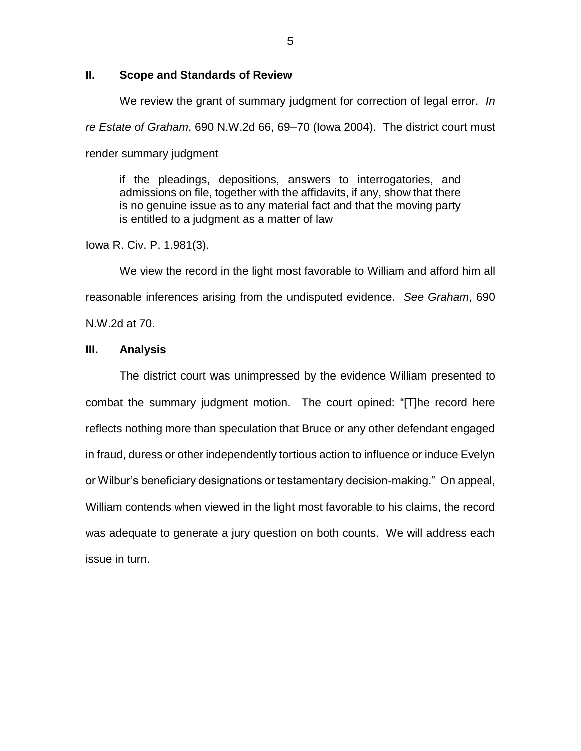## II. Scope and Standards of Review

We review the grant of summary judgment for correction of legal error. *In re Estate of Graham*, 690 N.W.2d 66, 69–70 (Iowa 2004). The district court must render summary judgment

> if the pleadings, depositions, answers to interrogatories, and admissions on file, together with the affidavits, if any, show that there is no genuine issue as to any material fact and that the moving party is entitled to a judgment as a matter of law

Iowa R. Civ. P. 1.981(3).

We view the record in the light most favorable to William and afford him all reasonable inferences arising from the undisputed evidence. *See Graham*, 690 N.W.2d at 70.

## III. Analysis

The district court was unimpressed by the evidence William presented to combat the summary judgment motion. The court opined: "[T]he record here reflects nothing more than speculation that Bruce or any other defendant engaged in fraud, duress or other independently tortious action to influence or induce Evelyn or Wilbur's beneficiary designations or testamentary decision-making." On appeal, William contends when viewed in the light most favorable to his claims, the record was adequate to generate a jury question on both counts. We will address each issue in turn.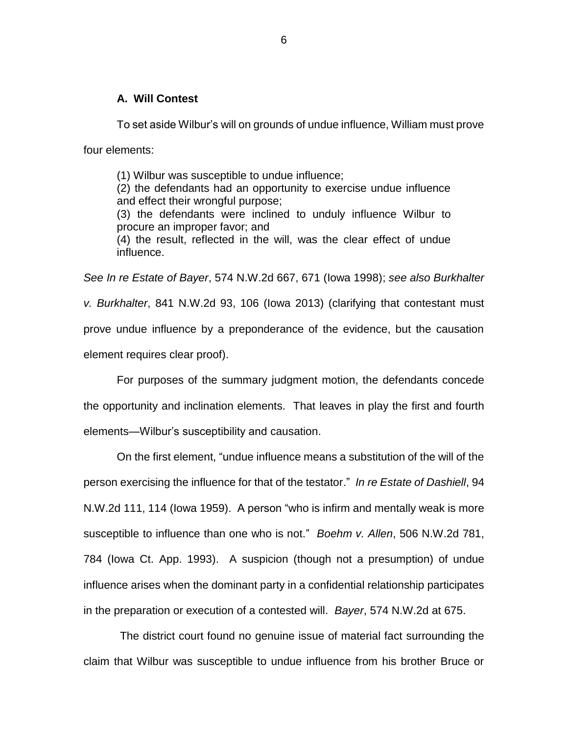### A. Will Contest

To set aside Wilbur's will on grounds of undue influence, William must prove four elements:

> (1) Wilbur was susceptible to undue influence;
> (2) the defendants had an opportunity to exercise undue influence and effect their wrongful purpose;
> (3) the defendants were inclined to unduly influence Wilbur to procure an improper favor; and
> (4) the result, reflected in the will, was the clear effect of undue influence.

*See In re Estate of Bayer*, 574 N.W.2d 667, 671 (Iowa 1998); *see also Burkhalter v. Burkhalter*, 841 N.W.2d 93, 106 (Iowa 2013) (clarifying that contestant must prove undue influence by a preponderance of the evidence, but the causation element requires clear proof).

For purposes of the summary judgment motion, the defendants concede the opportunity and inclination elements. That leaves in play the first and fourth elements—Wilbur's susceptibility and causation.

On the first element, "undue influence means a substitution of the will of the person exercising the influence for that of the testator." *In re Estate of Dashiell*, 94 N.W.2d 111, 114 (Iowa 1959). A person "who is infirm and mentally weak is more susceptible to influence than one who is not." *Boehm v. Allen*, 506 N.W.2d 781, 784 (Iowa Ct. App. 1993). A suspicion (though not a presumption) of undue influence arises when the dominant party in a confidential relationship participates in the preparation or execution of a contested will. *Bayer*, 574 N.W.2d at 675.

The district court found no genuine issue of material fact surrounding the claim that Wilbur was susceptible to undue influence from his brother Bruce or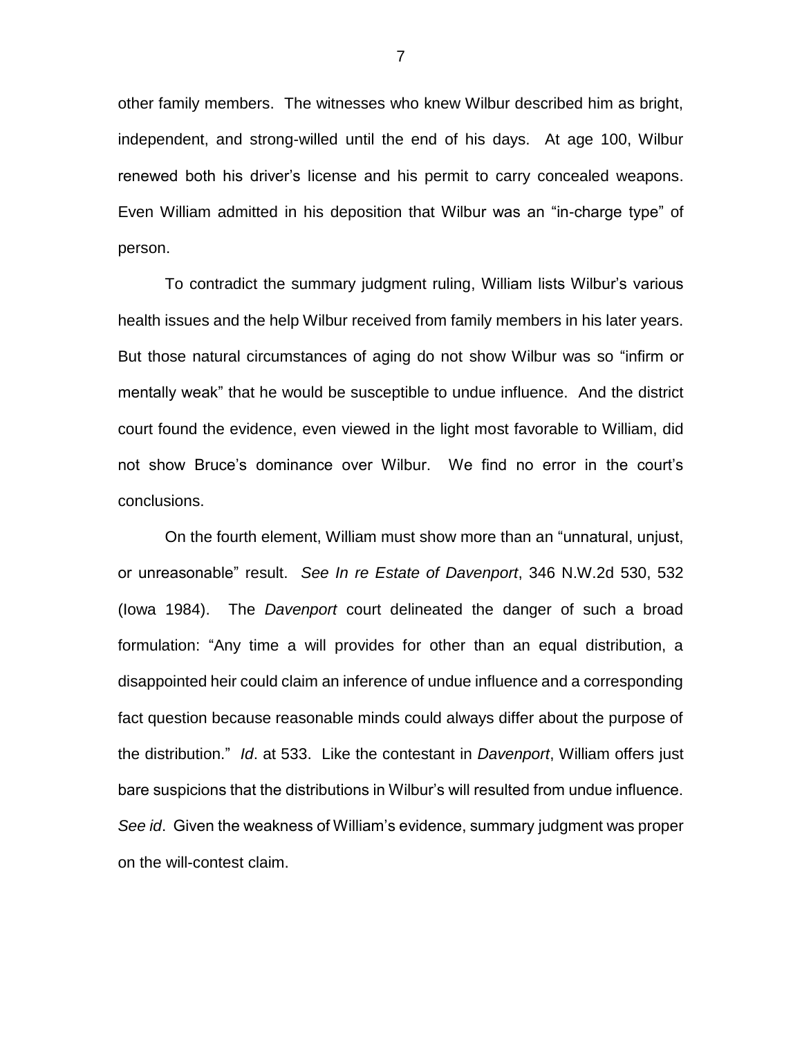other family members. The witnesses who knew Wilbur described him as bright, independent, and strong-willed until the end of his days. At age 100, Wilbur renewed both his driver's license and his permit to carry concealed weapons. Even William admitted in his deposition that Wilbur was an "in-charge type" of person.

To contradict the summary judgment ruling, William lists Wilbur's various health issues and the help Wilbur received from family members in his later years. But those natural circumstances of aging do not show Wilbur was so "infirm or mentally weak" that he would be susceptible to undue influence. And the district court found the evidence, even viewed in the light most favorable to William, did not show Bruce's dominance over Wilbur. We find no error in the court's conclusions.

On the fourth element, William must show more than an "unnatural, unjust, or unreasonable" result. *See In re Estate of Davenport*, 346 N.W.2d 530, 532 (Iowa 1984). The *Davenport* court delineated the danger of such a broad formulation: "Any time a will provides for other than an equal distribution, a disappointed heir could claim an inference of undue influence and a corresponding fact question because reasonable minds could always differ about the purpose of the distribution." *Id*. at 533. Like the contestant in *Davenport*, William offers just bare suspicions that the distributions in Wilbur's will resulted from undue influence. *See id*. Given the weakness of William's evidence, summary judgment was proper on the will-contest claim.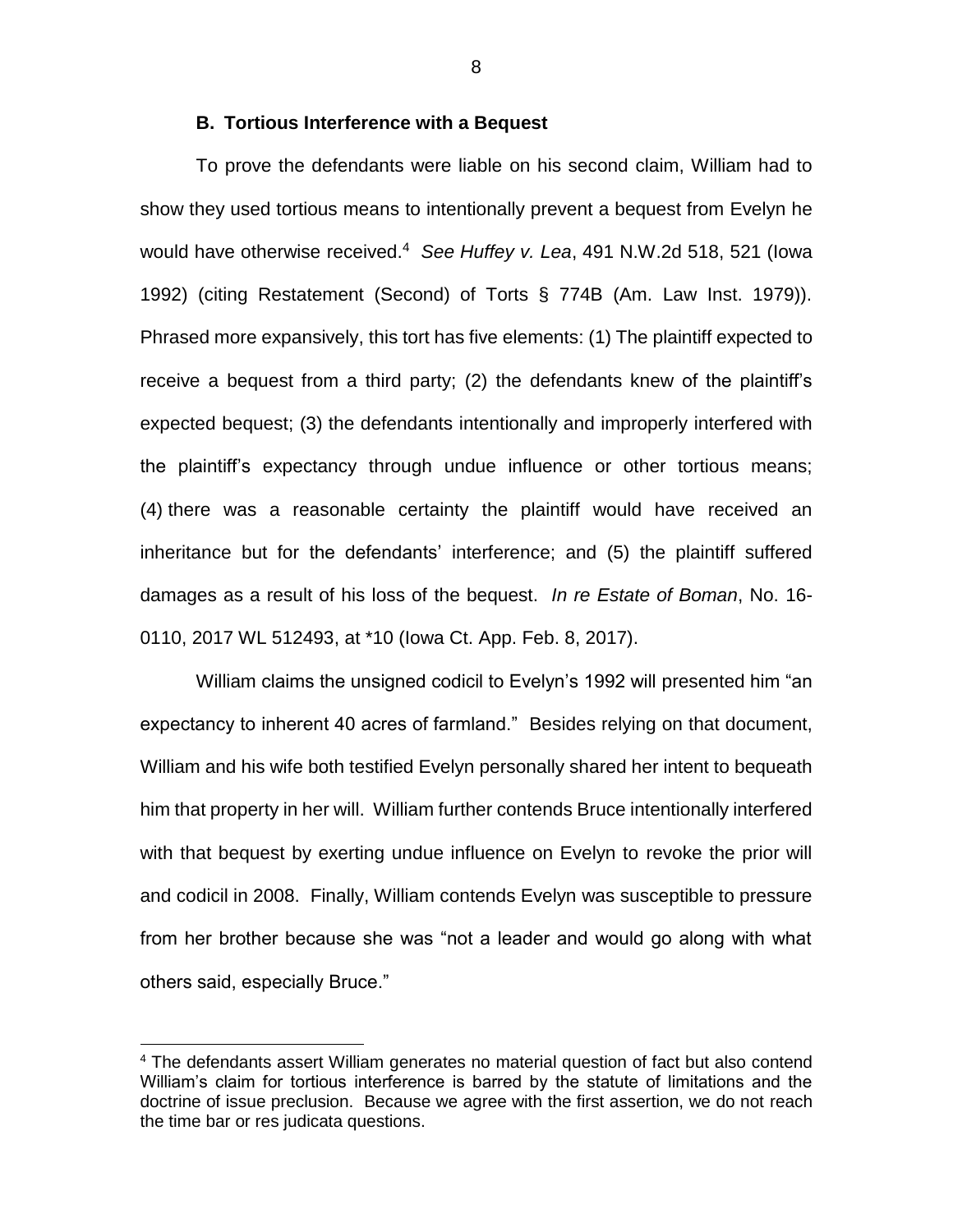### B. Tortious Interference with a Bequest

To prove the defendants were liable on his second claim, William had to show they used tortious means to intentionally prevent a bequest from Evelyn he would have otherwise received.[4] *See Huffey v. Lea*, 491 N.W.2d 518, 521 (Iowa 1992) (citing Restatement (Second) of Torts § 774B (Am. Law Inst. 1979)). Phrased more expansively, this tort has five elements: (1) The plaintiff expected to receive a bequest from a third party; (2) the defendants knew of the plaintiff's expected bequest; (3) the defendants intentionally and improperly interfered with the plaintiff's expectancy through undue influence or other tortious means; (4) there was a reasonable certainty the plaintiff would have received an inheritance but for the defendants' interference; and (5) the plaintiff suffered damages as a result of his loss of the bequest. *In re Estate of Boman*, No. 16-0110, 2017 WL 512493, at *10 (Iowa Ct. App. Feb. 8, 2017).

William claims the unsigned codicil to Evelyn's 1992 will presented him "an expectancy to inherent 40 acres of farmland." Besides relying on that document, William and his wife both testified Evelyn personally shared her intent to bequeath him that property in her will. William further contends Bruce intentionally interfered with that bequest by exerting undue influence on Evelyn to revoke the prior will and codicil in 2008. Finally, William contends Evelyn was susceptible to pressure from her brother because she was "not a leader and would go along with what others said, especially Bruce."

---

[4] The defendants assert William generates no material question of fact but also contend William's claim for tortious interference is barred by the statute of limitations and the doctrine of issue preclusion. Because we agree with the first assertion, we do not reach the time bar or res judicata questions.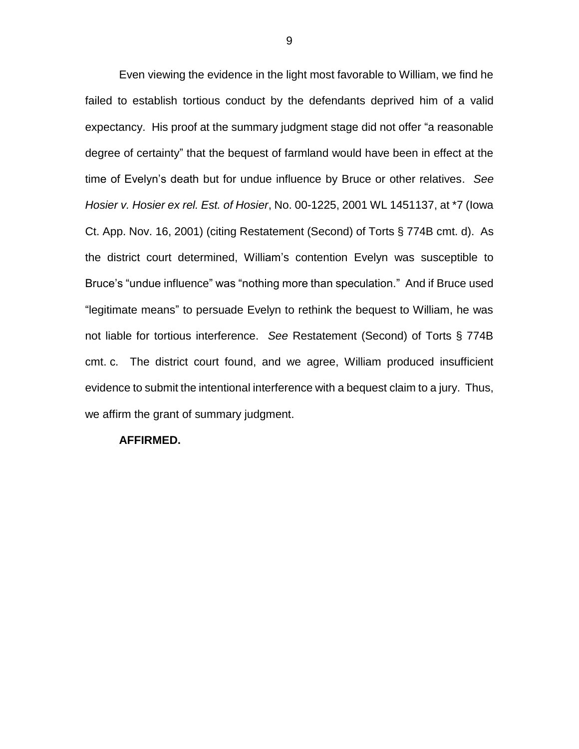Even viewing the evidence in the light most favorable to William, we find he failed to establish tortious conduct by the defendants deprived him of a valid expectancy. His proof at the summary judgment stage did not offer "a reasonable degree of certainty" that the bequest of farmland would have been in effect at the time of Evelyn's death but for undue influence by Bruce or other relatives. *See Hosier v. Hosier ex rel. Est. of Hosier*, No. 00-1225, 2001 WL 1451137, at *7 (Iowa Ct. App. Nov. 16, 2001) (citing Restatement (Second) of Torts § 774B cmt. d). As the district court determined, William's contention Evelyn was susceptible to Bruce's "undue influence" was "nothing more than speculation." And if Bruce used "legitimate means" to persuade Evelyn to rethink the bequest to William, he was not liable for tortious interference. *See* Restatement (Second) of Torts § 774B cmt. c. The district court found, and we agree, William produced insufficient evidence to submit the intentional interference with a bequest claim to a jury. Thus, we affirm the grant of summary judgment.

**AFFIRMED.**